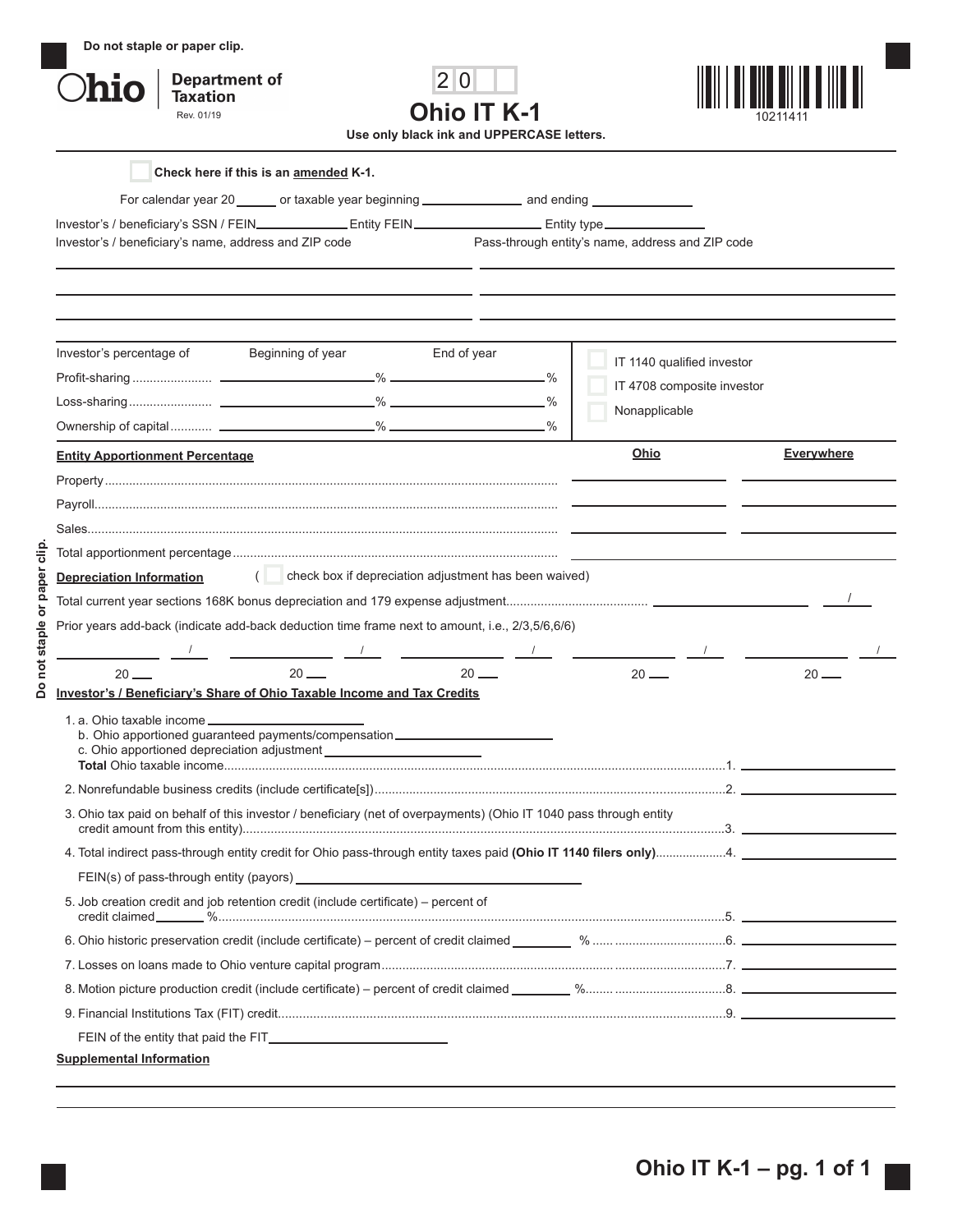Do not staple or paper clip.

Ohio | Department of Taxation

Rev. 01/19

20

# Ohio IT K-1

10211411

Use only black ink and UPPERCASE letters.

☐ Check here if this is an amended K-1.

For calendar year 20 \_\_\_\_ or taxable year beginning \_\_\_\_\_\_\_\_\_\_ and ending \_\_\_\_\_\_\_\_\_\_

Investor's / beneficiary's SSN / FEIN \_\_\_\_\_\_\_\_\_\_ Entity FEIN \_\_\_\_\_\_\_\_\_\_ Entity type \_\_\_\_\_\_\_\_\_\_

Investor's / beneficiary's name, address and ZIP code

Pass-through entity's name, address and ZIP code

| Investor's percentage of | Beginning of year | End of year |
|---|---|---|
| Profit-sharing | % | % |
| Loss-sharing | % | % |
| Ownership of capital | % | % |

☐ IT 1140 qualified investor

☐ IT 4708 composite investor

☐ Nonapplicable

| **Entity Apportionment Percentage** | **Ohio** | **Everywhere** |
|---|---|---|
| Property | | |
| Payroll | | |
| Sales | | |
| Total apportionment percentage | | |

**Depreciation Information** ( ☐ check box if depreciation adjustment has been waived)

Total current year sections 168K bonus depreciation and 179 expense adjustment \_\_\_\_\_\_\_\_\_\_ \_\_\_\_ / \_\_\_\_

Prior years add-back (indicate add-back deduction time frame next to amount, i.e., 2/3,5/6,6/6)

| | | | | |
|---|---|---|---|---|
| \_\_\_\_ / \_\_\_\_ | \_\_\_\_ / \_\_\_\_ | \_\_\_\_ / \_\_\_\_ | \_\_\_\_ / \_\_\_\_ | \_\_\_\_ / \_\_\_\_ |
| 20 \_\_\_\_ | 20 \_\_\_\_ | 20 \_\_\_\_ | 20 \_\_\_\_ | 20 \_\_\_\_ |

**Investor's / Beneficiary's Share of Ohio Taxable Income and Tax Credits**

1. a. Ohio taxable income \_\_\_\_\_\_\_\_\_\_
   b. Ohio apportioned guaranteed payments/compensation \_\_\_\_\_\_\_\_\_\_
   c. Ohio apportioned depreciation adjustment \_\_\_\_\_\_\_\_\_\_
   **Total** Ohio taxable income ....... 1. \_\_\_\_\_\_\_\_\_\_
2. Nonrefundable business credits (include certificate[s]) ....... 2. \_\_\_\_\_\_\_\_\_\_
3. Ohio tax paid on behalf of this investor / beneficiary (net of overpayments) (Ohio IT 1040 pass through entity credit amount from this entity) ....... 3. \_\_\_\_\_\_\_\_\_\_
4. Total indirect pass-through entity credit for Ohio pass-through entity taxes paid **(Ohio IT 1140 filers only)** ....... 4. \_\_\_\_\_\_\_\_\_\_

   FEIN(s) of pass-through entity (payors) \_\_\_\_\_\_\_\_\_\_
5. Job creation credit and job retention credit (include certificate) – percent of credit claimed \_\_\_\_ % ....... 5. \_\_\_\_\_\_\_\_\_\_
6. Ohio historic preservation credit (include certificate) – percent of credit claimed \_\_\_\_ % ....... 6. \_\_\_\_\_\_\_\_\_\_
7. Losses on loans made to Ohio venture capital program ....... 7. \_\_\_\_\_\_\_\_\_\_
8. Motion picture production credit (include certificate) – percent of credit claimed \_\_\_\_ % ....... 8. \_\_\_\_\_\_\_\_\_\_
9. Financial Institutions Tax (FIT) credit ....... 9. \_\_\_\_\_\_\_\_\_\_

   FEIN of the entity that paid the FIT \_\_\_\_\_\_\_\_\_\_

**Supplemental Information**

Do not staple or paper clip.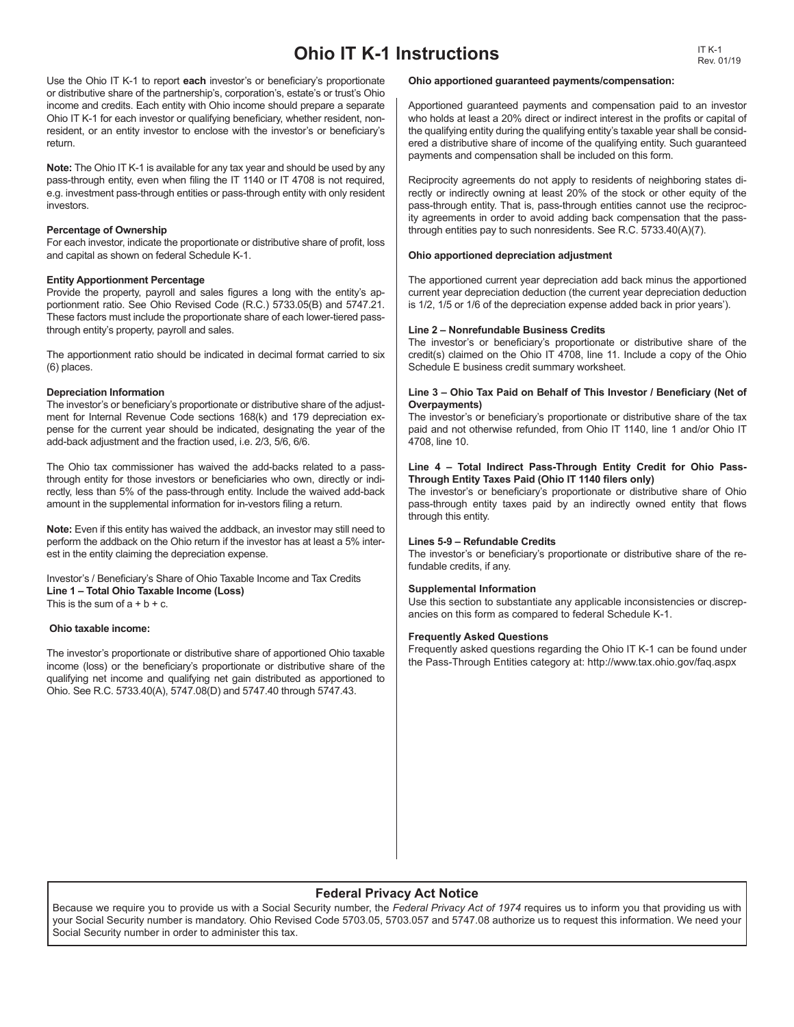# Ohio IT K-1 Instructions

Use the Ohio IT K-1 to report **each** investor's or beneficiary's proportionate or distributive share of the partnership's, corporation's, estate's or trust's Ohio income and credits. Each entity with Ohio income should prepare a separate Ohio IT K-1 for each investor or qualifying beneficiary, whether resident, non-resident, or an entity investor to enclose with the investor's or beneficiary's return.

**Note:** The Ohio IT K-1 is available for any tax year and should be used by any pass-through entity, even when filing the IT 1140 or IT 4708 is not required, e.g. investment pass-through entities or pass-through entity with only resident investors.

**Percentage of Ownership**

For each investor, indicate the proportionate or distributive share of profit, loss and capital as shown on federal Schedule K-1.

**Entity Apportionment Percentage**

Provide the property, payroll and sales figures a long with the entity's apportionment ratio. See Ohio Revised Code (R.C.) 5733.05(B) and 5747.21. These factors must include the proportionate share of each lower-tiered pass-through entity's property, payroll and sales.

The apportionment ratio should be indicated in decimal format carried to six (6) places.

**Depreciation Information**

The investor's or beneficiary's proportionate or distributive share of the adjustment for Internal Revenue Code sections 168(k) and 179 depreciation expense for the current year should be indicated, designating the year of the add-back adjustment and the fraction used, i.e. 2/3, 5/6, 6/6.

The Ohio tax commissioner has waived the add-backs related to a pass-through entity for those investors or beneficiaries who own, directly or indirectly, less than 5% of the pass-through entity. Include the waived add-back amount in the supplemental information for in-vestors filing a return.

**Note:** Even if this entity has waived the addback, an investor may still need to perform the addback on the Ohio return if the investor has at least a 5% interest in the entity claiming the depreciation expense.

Investor's / Beneficiary's Share of Ohio Taxable Income and Tax Credits

**Line 1 – Total Ohio Taxable Income (Loss)**

This is the sum of a + b + c.

**Ohio taxable income:**

The investor's proportionate or distributive share of apportioned Ohio taxable income (loss) or the beneficiary's proportionate or distributive share of the qualifying net income and qualifying net gain distributed as apportioned to Ohio. See R.C. 5733.40(A), 5747.08(D) and 5747.40 through 5747.43.

**Ohio apportioned guaranteed payments/compensation:**

Apportioned guaranteed payments and compensation paid to an investor who holds at least a 20% direct or indirect interest in the profits or capital of the qualifying entity during the qualifying entity's taxable year shall be considered a distributive share of income of the qualifying entity. Such guaranteed payments and compensation shall be included on this form.

Reciprocity agreements do not apply to residents of neighboring states directly or indirectly owning at least 20% of the stock or other equity of the pass-through entity. That is, pass-through entities cannot use the reciprocity agreements in order to avoid adding back compensation that the pass-through entities pay to such nonresidents. See R.C. 5733.40(A)(7).

**Ohio apportioned depreciation adjustment**

The apportioned current year depreciation add back minus the apportioned current year depreciation deduction (the current year depreciation deduction is 1/2, 1/5 or 1/6 of the depreciation expense added back in prior years').

**Line 2 – Nonrefundable Business Credits**

The investor's or beneficiary's proportionate or distributive share of the credit(s) claimed on the Ohio IT 4708, line 11. Include a copy of the Ohio Schedule E business credit summary worksheet.

**Line 3 – Ohio Tax Paid on Behalf of This Investor / Beneficiary (Net of Overpayments)**

The investor's or beneficiary's proportionate or distributive share of the tax paid and not otherwise refunded, from Ohio IT 1140, line 1 and/or Ohio IT 4708, line 10.

**Line 4 – Total Indirect Pass-Through Entity Credit for Ohio Pass-Through Entity Taxes Paid (Ohio IT 1140 filers only)**

The investor's or beneficiary's proportionate or distributive share of Ohio pass-through entity taxes paid by an indirectly owned entity that flows through this entity.

**Lines 5-9 – Refundable Credits**

The investor's or beneficiary's proportionate or distributive share of the refundable credits, if any.

**Supplemental Information**

Use this section to substantiate any applicable inconsistencies or discrepancies on this form as compared to federal Schedule K-1.

**Frequently Asked Questions**

Frequently asked questions regarding the Ohio IT K-1 can be found under the Pass-Through Entities category at: http://www.tax.ohio.gov/faq.aspx

## Federal Privacy Act Notice

Because we require you to provide us with a Social Security number, the *Federal Privacy Act of 1974* requires us to inform you that providing us with your Social Security number is mandatory. Ohio Revised Code 5703.05, 5703.057 and 5747.08 authorize us to request this information. We need your Social Security number in order to administer this tax.